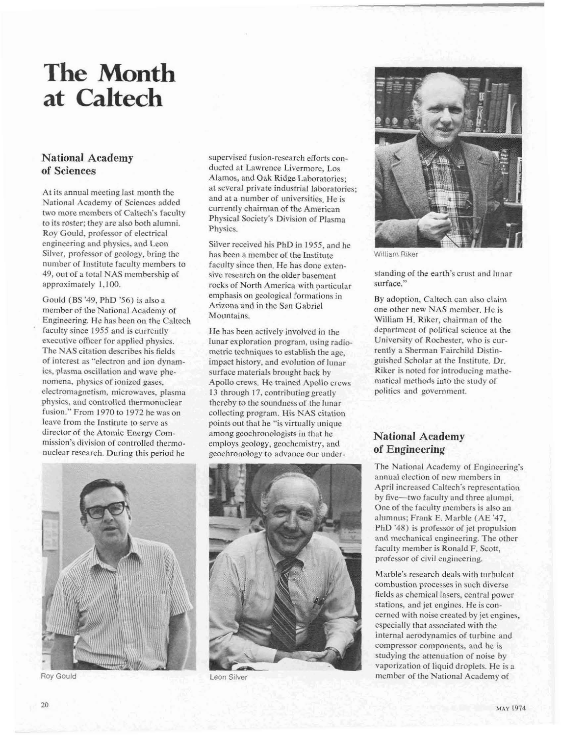# The Month at Caltech

## National Academy of Sciences

At its annual meeting last month the National Academy of Sciences added two more members of Caltech's faculty to its roster; they are also both alumni. Roy Gould, professor of electrical engineering and physics, and Leon Silver, professor of geology, bring the number of Institute faculty members to 49, out of a total NAS membership of approximately 1,100.

Gould (BS '49, PhD '56) is also a member of the National Academy of Engineering. He has been on the Caltech faculty since 1955 and is currently executive officer for applied physics. The NAS citation describes his fields of interest as "electron and ion dynamics, plasma oscillation and wave phenomena, physics of ionized gases, electromagnetism, microwaves, plasma physics, and controlled thermonuclear fusion." From 1970 to 1972 he was on leave from the Institute to serve as director of the Atomic Energy Commission's division of controlled thermonuclear research. During this period he supervised fusion-research efforts conducted at Lawrence Livermore, Los Alamos, and Oak Ridge Laboratories; at several private industrial laboratories; and at a number of universities. He is currently chairman of the American Physical Society's Division of Plasma Physics.

Silver received his PhD in 1955, and he has been a member of the Institute faculty since then. He has done extensive research on the older basement rocks of North America with particular emphasis on geological formations in Arizona and in the San Gabriel Mountains.

He has been actively involved in the lunar exploration program, using radiometric techniques to establish the age, impact history, and evolution of lunar surface materials brought back by Apollo crews. He trained Apollo crews 13 through 17, contributing greatly thereby to the soundness of the lunar collecting program. His NAS citation points out that he "is virtually unique among geochronologists in that he employs geology, geochemistry, and geochronology to advance our understanding of the earth's crust and lunar surface."

Roy Gould

Leon Silver

William Riker

By adoption, Caltech can also claim one other new NAS member. He is William H. Riker, chairman of the department of political science at the University of Rochester, who is currently a Sherman Fairchild Distinguished Scholar at the Institute. Dr. Riker is noted for introducing mathematical methods into the study of politics and government.

## National Academy of Engineering

The National Academy of Engineering's annual election of new members in April increased Caltech's representation by five—two faculty and three alumni. One of the faculty members is also an alumnus; Frank E. Marble (AE '47, PhD '48) is professor of jet propulsion and mechanical engineering. The other faculty member is Ronald F. Scott, professor of civil engineering.

Marble's research deals with turbulent combustion processes in such diverse fields as chemical lasers, central power stations, and jet engines. He is concerned with noise created by jet engines, especially that associated with the internal aerodynamics of turbine and compressor components, and he is studying the attenuation of noise by vaporization of liquid droplets. He is a member of the National Academy of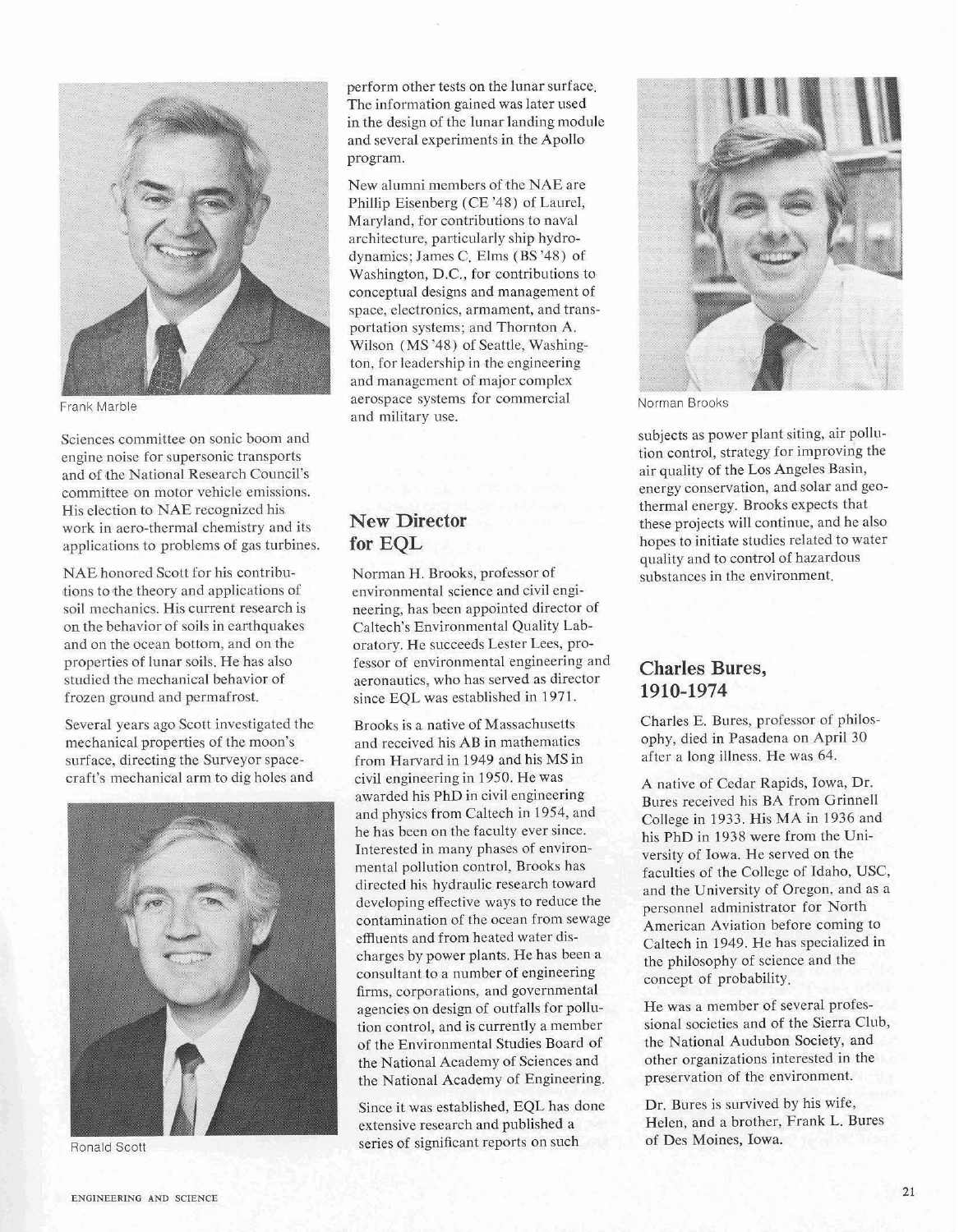Frank Marble

Sciences committee on sonic boom and engine noise for supersonic transports and of the National Research Council's committee on motor vehicle emissions. His election to NAE recognized his work in aero-thermal chemistry and its applications to problems of gas turbines.

NAE honored Scott for his contributions to the theory and applications of soil mechanics. His current research is on the behavior of soils in earthquakes and on the ocean bottom, and on the properties of lunar soils. He has also studied the mechanical behavior of frozen ground and permafrost.

Several years ago Scott investigated the mechanical properties of the moon's surface, directing the Surveyor spacecraft's mechanical arm to dig holes and perform other tests on the lunar surface. The information gained was later used in the design of the lunar landing module and several experiments in the Apollo program.

Ronald Scott

New alumni members of the NAE are Phillip Eisenberg (CE '48) of Laurel, Maryland, for contributions to naval architecture, particularly ship hydrodynamics; James C. Elms (BS '48) of Washington, D.C., for contributions to conceptual designs and management of space, electronics, armament, and transportation systems; and Thornton A. Wilson (MS '48) of Seattle, Washington, for leadership in the engineering and management of major complex aerospace systems for commercial and military use.

## New Director for EQL

Norman H. Brooks, professor of environmental science and civil engineering, has been appointed director of Caltech's Environmental Quality Laboratory. He succeeds Lester Lees, professor of environmental engineering and aeronautics, who has served as director since EQL was established in 1971.

Brooks is a native of Massachusetts and received his AB in mathematics from Harvard in 1949 and his MS in civil engineering in 1950. He was awarded his PhD in civil engineering and physics from Caltech in 1954, and he has been on the faculty ever since. Interested in many phases of environmental pollution control, Brooks has directed his hydraulic research toward developing effective ways to reduce the contamination of the ocean from sewage effluents and from heated water discharges by power plants. He has been a consultant to a number of engineering firms, corporations, and governmental agencies on design of outfalls for pollution control, and is currently a member of the Environmental Studies Board of the National Academy of Sciences and the National Academy of Engineering.

Since it was established, EQL has done extensive research and published a series of significant reports on such subjects as power plant siting, air pollution control, strategy for improving the air quality of the Los Angeles Basin, energy conservation, and solar and geothermal energy. Brooks expects that these projects will continue, and he also hopes to initiate studies related to water quality and to control of hazardous substances in the environment.

Norman Brooks

## Charles Bures, 1910-1974

Charles E. Bures, professor of philosophy, died in Pasadena on April 30 after a long illness. He was 64.

A native of Cedar Rapids, Iowa, Dr. Bures received his BA from Grinnell College in 1933. His MA in 1936 and his PhD in 1938 were from the University of Iowa. He served on the faculties of the College of Idaho, USC, and the University of Oregon, and as a personnel administrator for North American Aviation before coming to Caltech in 1949. He has specialized in the philosophy of science and the concept of probability.

He was a member of several professional societies and of the Sierra Club, the National Audubon Society, and other organizations interested in the preservation of the environment.

Dr. Bures is survived by his wife, Helen, and a brother, Frank L. Bures of Des Moines, Iowa.